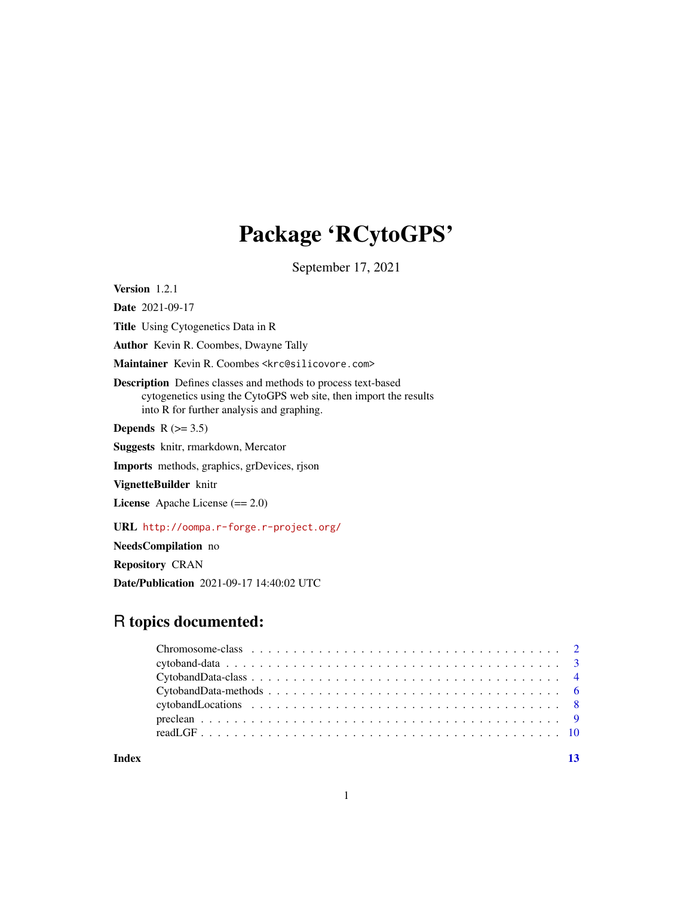# Package 'RCytoGPS'

September 17, 2021

**Version** 1.2.1

**Date** 2021-09-17

**Title** Using Cytogenetics Data in R

**Author** Kevin R. Coombes, Dwayne Tally

**Maintainer** Kevin R. Coombes <krc@silicovore.com>

**Description** Defines classes and methods to process text-based cytogenetics using the CytoGPS web site, then import the results into R for further analysis and graphing.

**Depends** R (>= 3.5)

**Suggests** knitr, rmarkdown, Mercator

**Imports** methods, graphics, grDevices, rjson

**VignetteBuilder** knitr

**License** Apache License (== 2.0)

**URL** http://oompa.r-forge.r-project.org/

**NeedsCompilation** no

**Repository** CRAN

**Date/Publication** 2021-09-17 14:40:02 UTC

## R topics documented:

| | |
|---|---|
| Chromosome-class | 2 |
| cytoband-data | 3 |
| CytobandData-class | 4 |
| CytobandData-methods | 6 |
| cytobandLocations | 8 |
| preclean | 9 |
| readLGF | 10 |
| **Index** | **13** |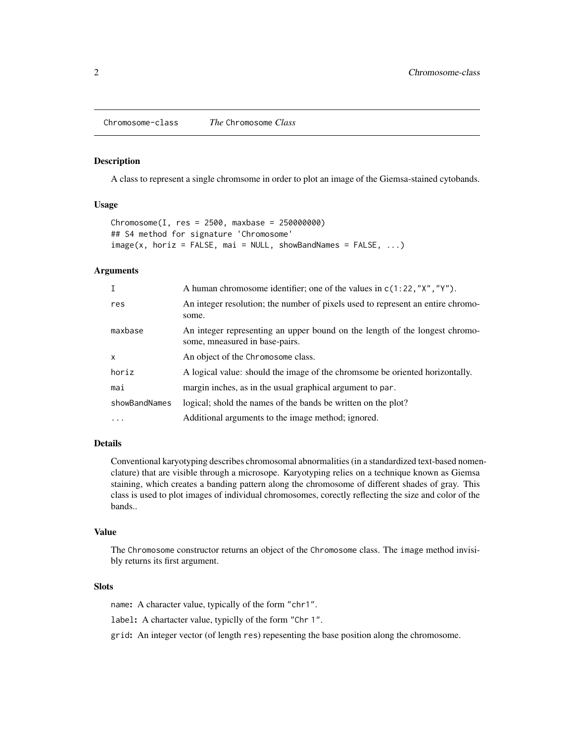Chromosome-class — *The* Chromosome *Class*

## Description

A class to represent a single chromsome in order to plot an image of the Giemsa-stained cytobands.

## Usage

```
Chromosome(I, res = 2500, maxbase = 250000000)
## S4 method for signature 'Chromosome'
image(x, horiz = FALSE, mai = NULL, showBandNames = FALSE, ...)
```

## Arguments

| | |
|---|---|
| `I` | A human chromosome identifier; one of the values in `c(1:22,"X","Y")`. |
| `res` | An integer resolution; the number of pixels used to represent an entire chromosome. |
| `maxbase` | An integer representing an upper bound on the length of the longest chromosome, mneasured in base-pairs. |
| `x` | An object of the `Chromosome` class. |
| `horiz` | A logical value: should the image of the chromsome be oriented horizontally. |
| `mai` | margin inches, as in the usual graphical argument to `par`. |
| `showBandNames` | logical; shold the names of the bands be written on the plot? |
| `...` | Additional arguments to the image method; ignored. |

## Details

Conventional karyotyping describes chromosomal abnormalities (in a standardized text-based nomenclature) that are visible through a microsope. Karyotyping relies on a technique known as Giemsa staining, which creates a banding pattern along the chromosome of different shades of gray. This class is used to plot images of individual chromosomes, corectly reflecting the size and color of the bands..

## Value

The `Chromosome` constructor returns an object of the `Chromosome` class. The `image` method invisibly returns its first argument.

## Slots

`name`**:** A character value, typically of the form `"chr1"`.

`label`**:** A chartacter value, typiclly of the form `"Chr 1"`.

`grid`**:** An integer vector (of length `res`) repesenting the base position along the chromosome.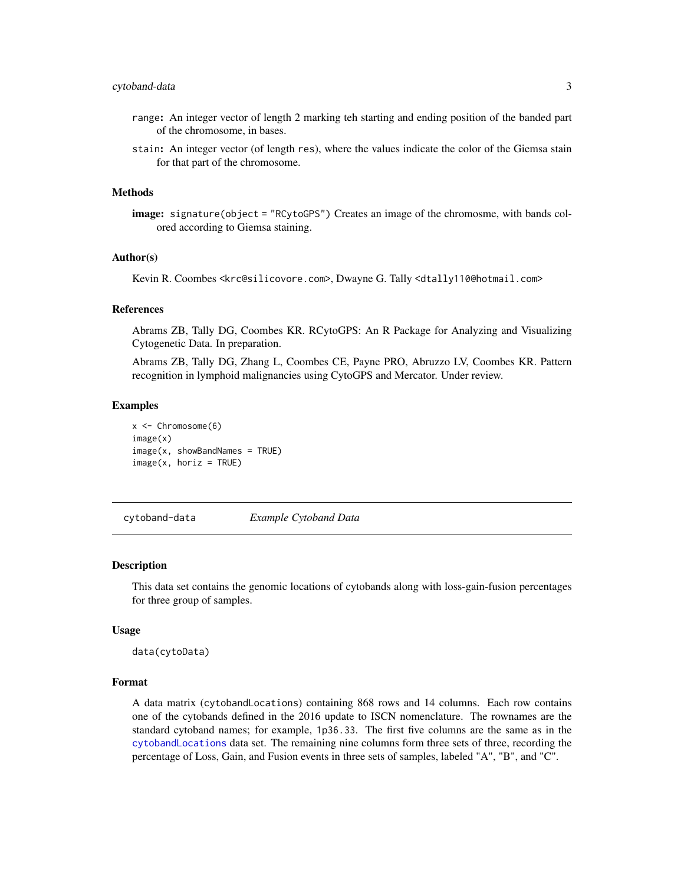- `range`: An integer vector of length 2 marking teh starting and ending position of the banded part of the chromosome, in bases.
- `stain`: An integer vector (of length `res`), where the values indicate the color of the Giemsa stain for that part of the chromosome.

### Methods

**image:** `signature(object = "RCytoGPS")` Creates an image of the chromosme, with bands colored according to Giemsa staining.

### Author(s)

Kevin R. Coombes <krc@silicovore.com>, Dwayne G. Tally <dtally110@hotmail.com>

### References

Abrams ZB, Tally DG, Coombes KR. RCytoGPS: An R Package for Analyzing and Visualizing Cytogenetic Data. In preparation.

Abrams ZB, Tally DG, Zhang L, Coombes CE, Payne PRO, Abruzzo LV, Coombes KR. Pattern recognition in lymphoid malignancies using CytoGPS and Mercator. Under review.

### Examples

```
x <- Chromosome(6)
image(x)
image(x, showBandNames = TRUE)
image(x, horiz = TRUE)
```

---

## cytoband-data *Example Cytoband Data*

### Description

This data set contains the genomic locations of cytobands along with loss-gain-fusion percentages for three group of samples.

### Usage

```
data(cytoData)
```

### Format

A data matrix (`cytobandLocations`) containing 868 rows and 14 columns. Each row contains one of the cytobands defined in the 2016 update to ISCN nomenclature. The rownames are the standard cytoband names; for example, `1p36.33`. The first five columns are the same as in the `cytobandLocations` data set. The remaining nine columns form three sets of three, recording the percentage of Loss, Gain, and Fusion events in three sets of samples, labeled "A", "B", and "C".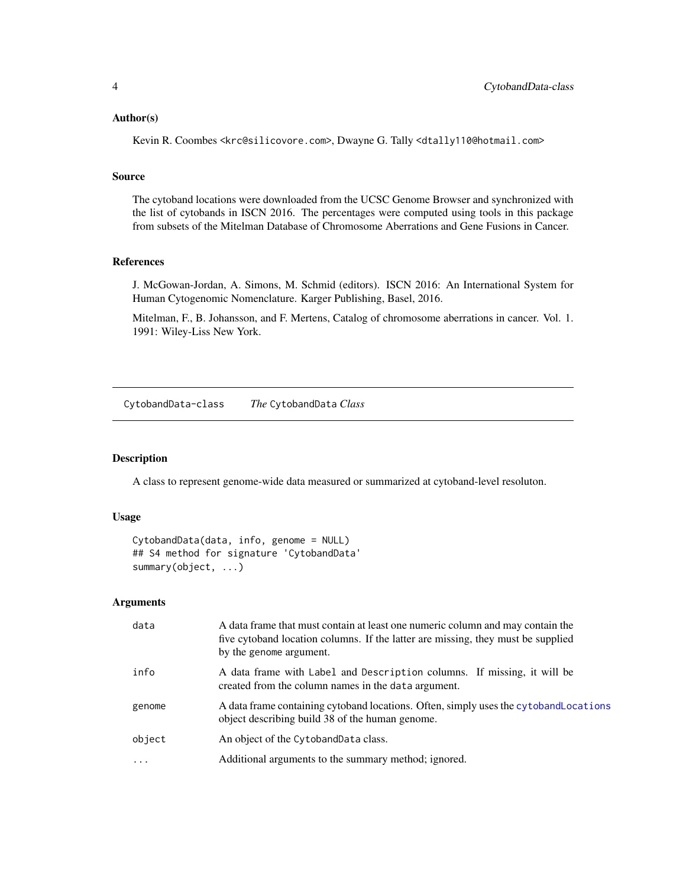### Author(s)

Kevin R. Coombes <krc@silicovore.com>, Dwayne G. Tally <dtally110@hotmail.com>

### Source

The cytoband locations were downloaded from the UCSC Genome Browser and synchronized with the list of cytobands in ISCN 2016. The percentages were computed using tools in this package from subsets of the Mitelman Database of Chromosome Aberrations and Gene Fusions in Cancer.

### References

J. McGowan-Jordan, A. Simons, M. Schmid (editors). ISCN 2016: An International System for Human Cytogenomic Nomenclature. Karger Publishing, Basel, 2016.

Mitelman, F., B. Johansson, and F. Mertens, Catalog of chromosome aberrations in cancer. Vol. 1. 1991: Wiley-Liss New York.

---

## CytobandData-class — *The* CytobandData *Class*

### Description

A class to represent genome-wide data measured or summarized at cytoband-level resoluton.

### Usage

```
CytobandData(data, info, genome = NULL)
## S4 method for signature 'CytobandData'
summary(object, ...)
```

### Arguments

| | |
|---|---|
| data | A data frame that must contain at least one numeric column and may contain the five cytoband location columns. If the latter are missing, they must be supplied by the genome argument. |
| info | A data frame with Label and Description columns. If missing, it will be created from the column names in the data argument. |
| genome | A data frame containing cytoband locations. Often, simply uses the cytobandLocations object describing build 38 of the human genome. |
| object | An object of the CytobandData class. |
| ... | Additional arguments to the summary method; ignored. |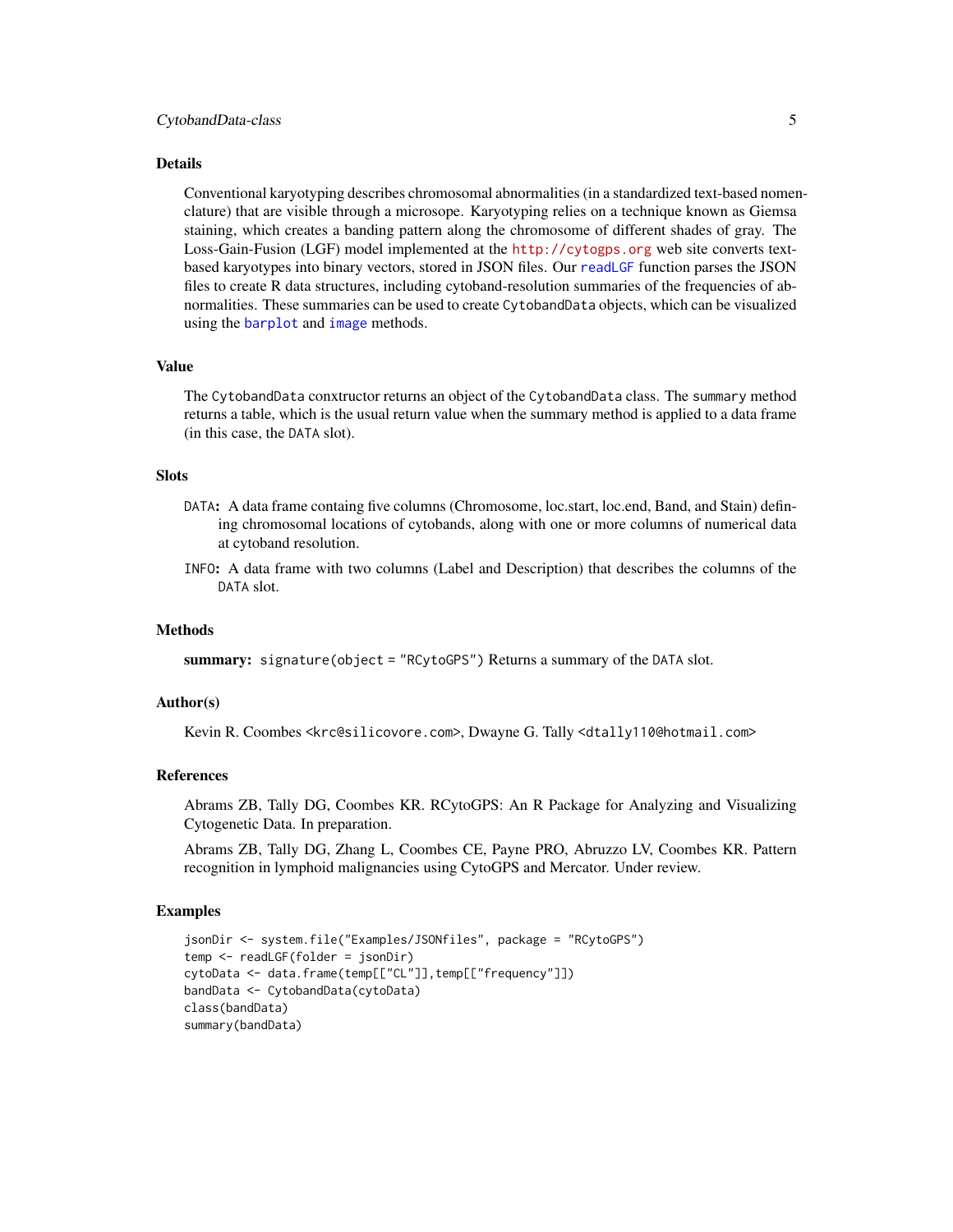## Details

Conventional karyotyping describes chromosomal abnormalities (in a standardized text-based nomenclature) that are visible through a microsope. Karyotyping relies on a technique known as Giemsa staining, which creates a banding pattern along the chromosome of different shades of gray. The Loss-Gain-Fusion (LGF) model implemented at the http://cytogps.org web site converts text-based karyotypes into binary vectors, stored in JSON files. Our `readLGF` function parses the JSON files to create R data structures, including cytoband-resolution summaries of the frequencies of abnormalities. These summaries can be used to create `CytobandData` objects, which can be visualized using the `barplot` and `image` methods.

## Value

The `CytobandData` conxtructor returns an object of the `CytobandData` class. The `summary` method returns a table, which is the usual return value when the summary method is applied to a data frame (in this case, the `DATA` slot).

## Slots

`DATA`: A data frame containg five columns (Chromosome, loc.start, loc.end, Band, and Stain) defining chromosomal locations of cytobands, along with one or more columns of numerical data at cytoband resolution.

`INFO`: A data frame with two columns (Label and Description) that describes the columns of the `DATA` slot.

## Methods

**summary:** `signature(object = "RCytoGPS")` Returns a summary of the `DATA` slot.

## Author(s)

Kevin R. Coombes <krc@silicovore.com>, Dwayne G. Tally <dtally110@hotmail.com>

## References

Abrams ZB, Tally DG, Coombes KR. RCytoGPS: An R Package for Analyzing and Visualizing Cytogenetic Data. In preparation.

Abrams ZB, Tally DG, Zhang L, Coombes CE, Payne PRO, Abruzzo LV, Coombes KR. Pattern recognition in lymphoid malignancies using CytoGPS and Mercator. Under review.

## Examples

```
jsonDir <- system.file("Examples/JSONfiles", package = "RCytoGPS")
temp <- readLGF(folder = jsonDir)
cytoData <- data.frame(temp[["CL"]],temp[["frequency"]])
bandData <- CytobandData(cytoData)
class(bandData)
summary(bandData)
```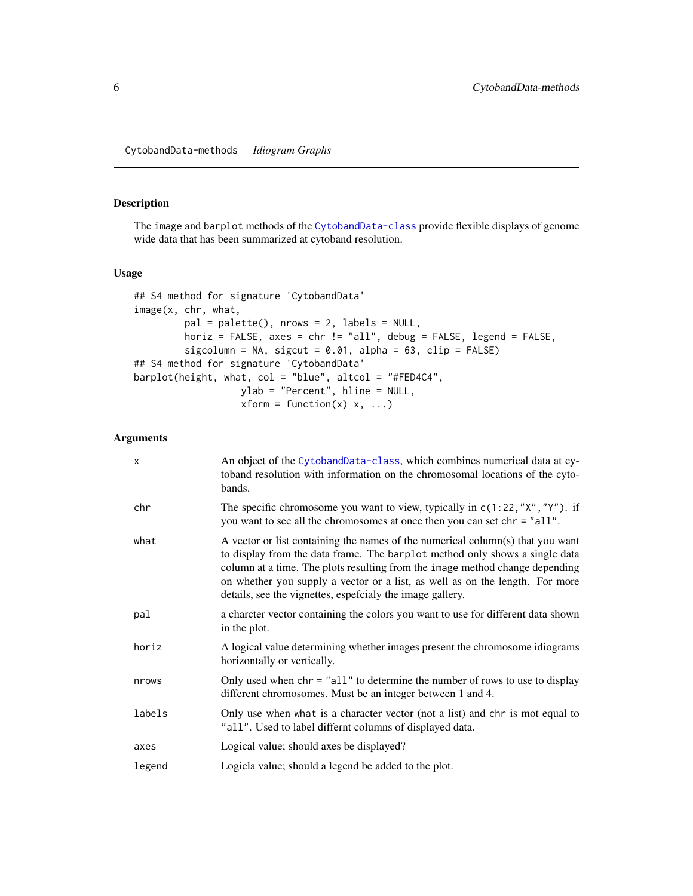CytobandData-methods *Idiogram Graphs*

## Description

The `image` and `barplot` methods of the CytobandData-class provide flexible displays of genome wide data that has been summarized at cytoband resolution.

## Usage

```
## S4 method for signature 'CytobandData'
image(x, chr, what,
         pal = palette(), nrows = 2, labels = NULL,
         horiz = FALSE, axes = chr != "all", debug = FALSE, legend = FALSE,
         sigcolumn = NA, sigcut = 0.01, alpha = 63, clip = FALSE)
## S4 method for signature 'CytobandData'
barplot(height, what, col = "blue", altcol = "#FED4C4",
                   ylab = "Percent", hline = NULL,
                   xform = function(x) x, ...)
```

## Arguments

| | |
|---|---|
| `x` | An object of the CytobandData-class, which combines numerical data at cytoband resolution with information on the chromosomal locations of the cytobands. |
| `chr` | The specific chromosome you want to view, typically in `c(1:22,"X","Y")`. if you want to see all the chromosomes at once then you can set `chr = "all"`. |
| `what` | A vector or list containing the names of the numerical column(s) that you want to display from the data frame. The `barplot` method only shows a single data column at a time. The plots resulting from the `image` method change depending on whether you supply a vector or a list, as well as on the length. For more details, see the vignettes, espefcialy the image gallery. |
| `pal` | a charcter vector containing the colors you want to use for different data shown in the plot. |
| `horiz` | A logical value determining whether images present the chromosome idiograms horizontally or vertically. |
| `nrows` | Only used when `chr = "all"` to determine the number of rows to use to display different chromosomes. Must be an integer between 1 and 4. |
| `labels` | Only use when `what` is a character vector (not a list) and `chr` is mot equal to `"all"`. Used to label differnt columns of displayed data. |
| `axes` | Logical value; should axes be displayed? |
| `legend` | Logicla value; should a legend be added to the plot. |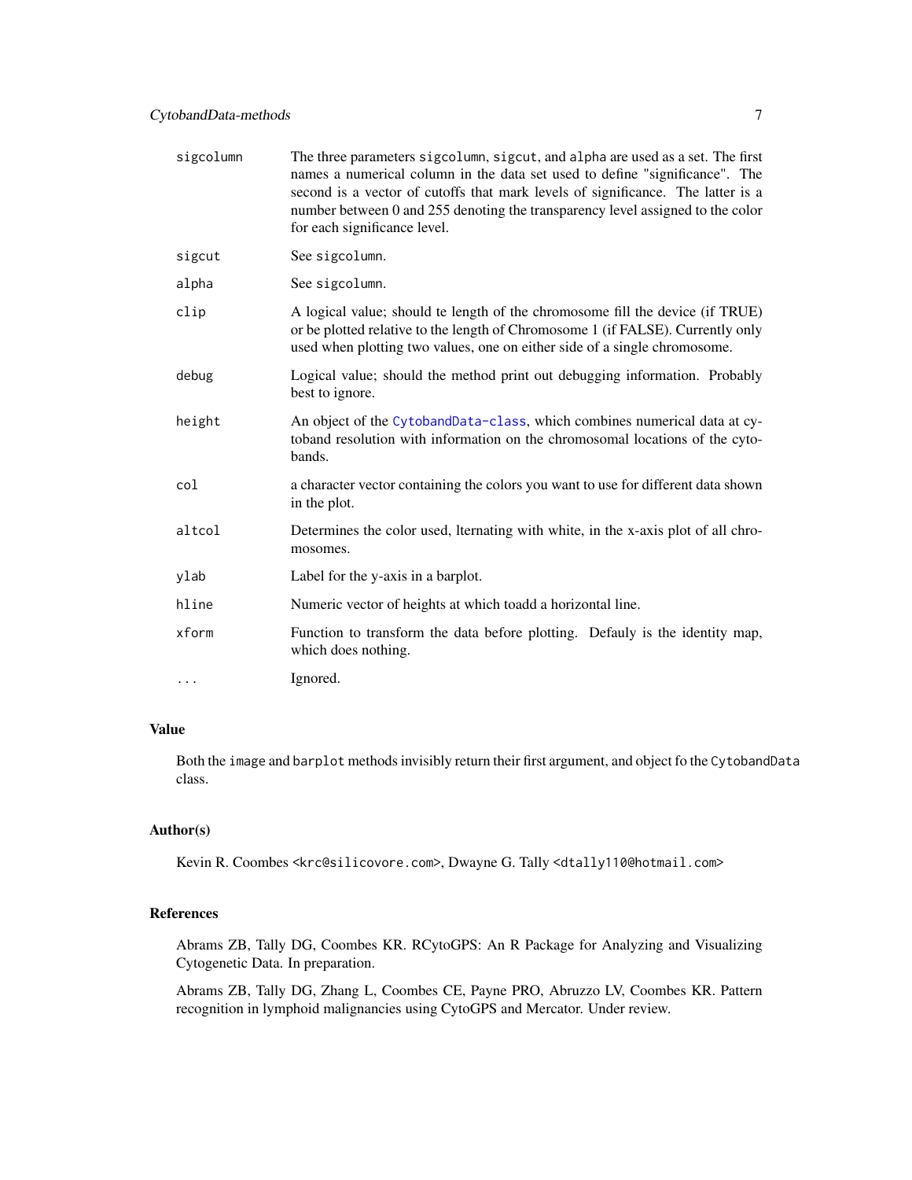| | |
|---|---|
| `sigcolumn` | The three parameters `sigcolumn`, `sigcut`, and `alpha` are used as a set. The first names a numerical column in the data set used to define "significance". The second is a vector of cutoffs that mark levels of significance. The latter is a number between 0 and 255 denoting the transparency level assigned to the color for each significance level. |
| `sigcut` | See `sigcolumn`. |
| `alpha` | See `sigcolumn`. |
| `clip` | A logical value; should te length of the chromosome fill the device (if TRUE) or be plotted relative to the length of Chromosome 1 (if FALSE). Currently only used when plotting two values, one on either side of a single chromosome. |
| `debug` | Logical value; should the method print out debugging information. Probably best to ignore. |
| `height` | An object of the CytobandData-class, which combines numerical data at cytoband resolution with information on the chromosomal locations of the cytobands. |
| `col` | a character vector containing the colors you want to use for different data shown in the plot. |
| `altcol` | Determines the color used, lternating with white, in the x-axis plot of all chromosomes. |
| `ylab` | Label for the y-axis in a barplot. |
| `hline` | Numeric vector of heights at which toadd a horizontal line. |
| `xform` | Function to transform the data before plotting. Defauly is the identity map, which does nothing. |
| `...` | Ignored. |

## Value

Both the `image` and `barplot` methods invisibly return their first argument, and object fo the `CytobandData` class.

## Author(s)

Kevin R. Coombes `<krc@silicovore.com>`, Dwayne G. Tally `<dtally110@hotmail.com>`

## References

Abrams ZB, Tally DG, Coombes KR. RCytoGPS: An R Package for Analyzing and Visualizing Cytogenetic Data. In preparation.

Abrams ZB, Tally DG, Zhang L, Coombes CE, Payne PRO, Abruzzo LV, Coombes KR. Pattern recognition in lymphoid malignancies using CytoGPS and Mercator. Under review.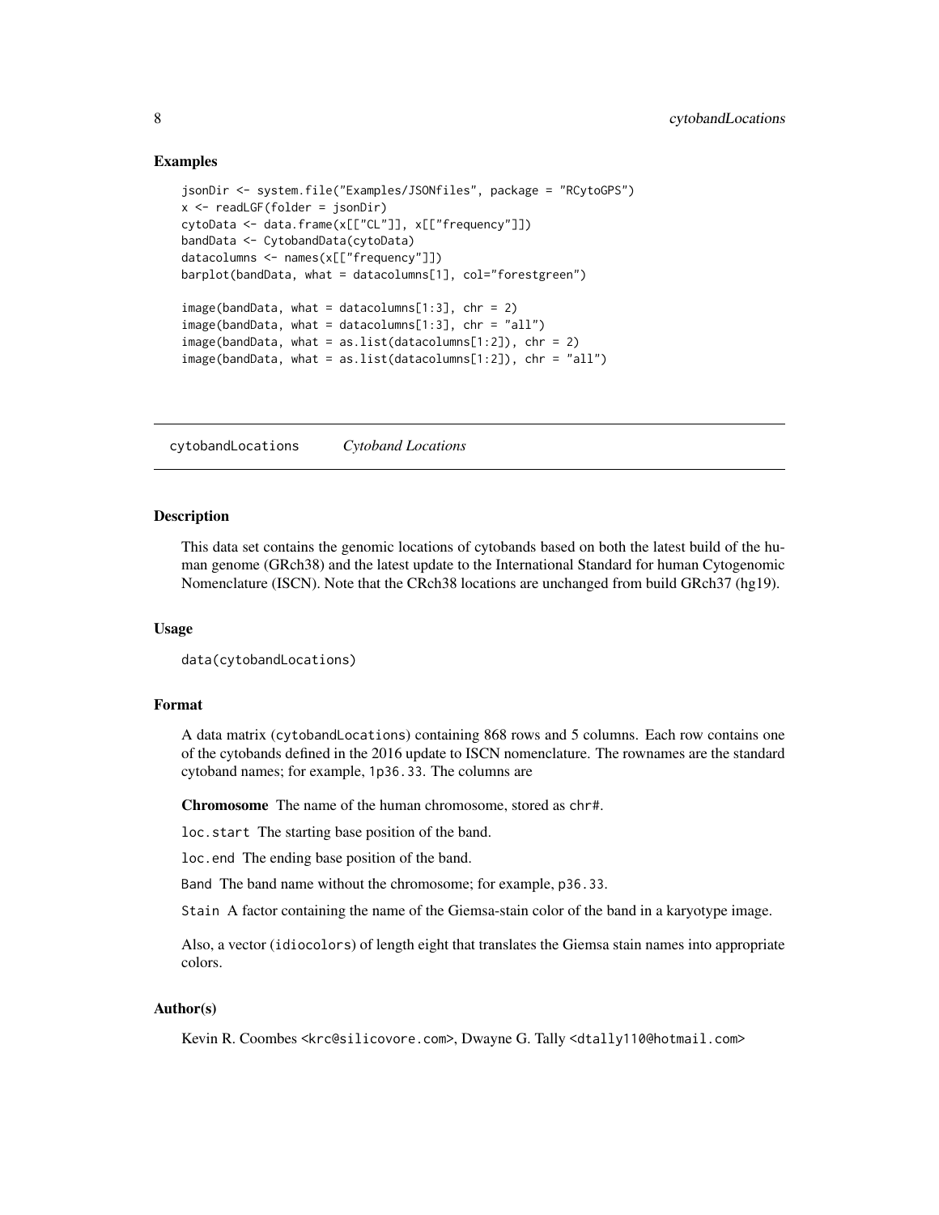## Examples

```
jsonDir <- system.file("Examples/JSONfiles", package = "RCytoGPS")
x <- readLGF(folder = jsonDir)
cytoData <- data.frame(x[["CL"]], x[["frequency"]])
bandData <- CytobandData(cytoData)
datacolumns <- names(x[["frequency"]])
barplot(bandData, what = datacolumns[1], col="forestgreen")

image(bandData, what = datacolumns[1:3], chr = 2)
image(bandData, what = datacolumns[1:3], chr = "all")
image(bandData, what = as.list(datacolumns[1:2]), chr = 2)
image(bandData, what = as.list(datacolumns[1:2]), chr = "all")
```

---

# cytobandLocations *Cytoband Locations*

---

## Description

This data set contains the genomic locations of cytobands based on both the latest build of the human genome (GRch38) and the latest update to the International Standard for human Cytogenomic Nomenclature (ISCN). Note that the CRch38 locations are unchanged from build GRch37 (hg19).

## Usage

```
data(cytobandLocations)
```

## Format

A data matrix (`cytobandLocations`) containing 868 rows and 5 columns. Each row contains one of the cytobands defined in the 2016 update to ISCN nomenclature. The rownames are the standard cytoband names; for example, `1p36.33`. The columns are

**Chromosome** The name of the human chromosome, stored as `chr#`.

`loc.start` The starting base position of the band.

`loc.end` The ending base position of the band.

`Band` The band name without the chromosome; for example, `p36.33`.

`Stain` A factor containing the name of the Giemsa-stain color of the band in a karyotype image.

Also, a vector (`idiocolors`) of length eight that translates the Giemsa stain names into appropriate colors.

## Author(s)

Kevin R. Coombes <krc@silicovore.com>, Dwayne G. Tally <dtally110@hotmail.com>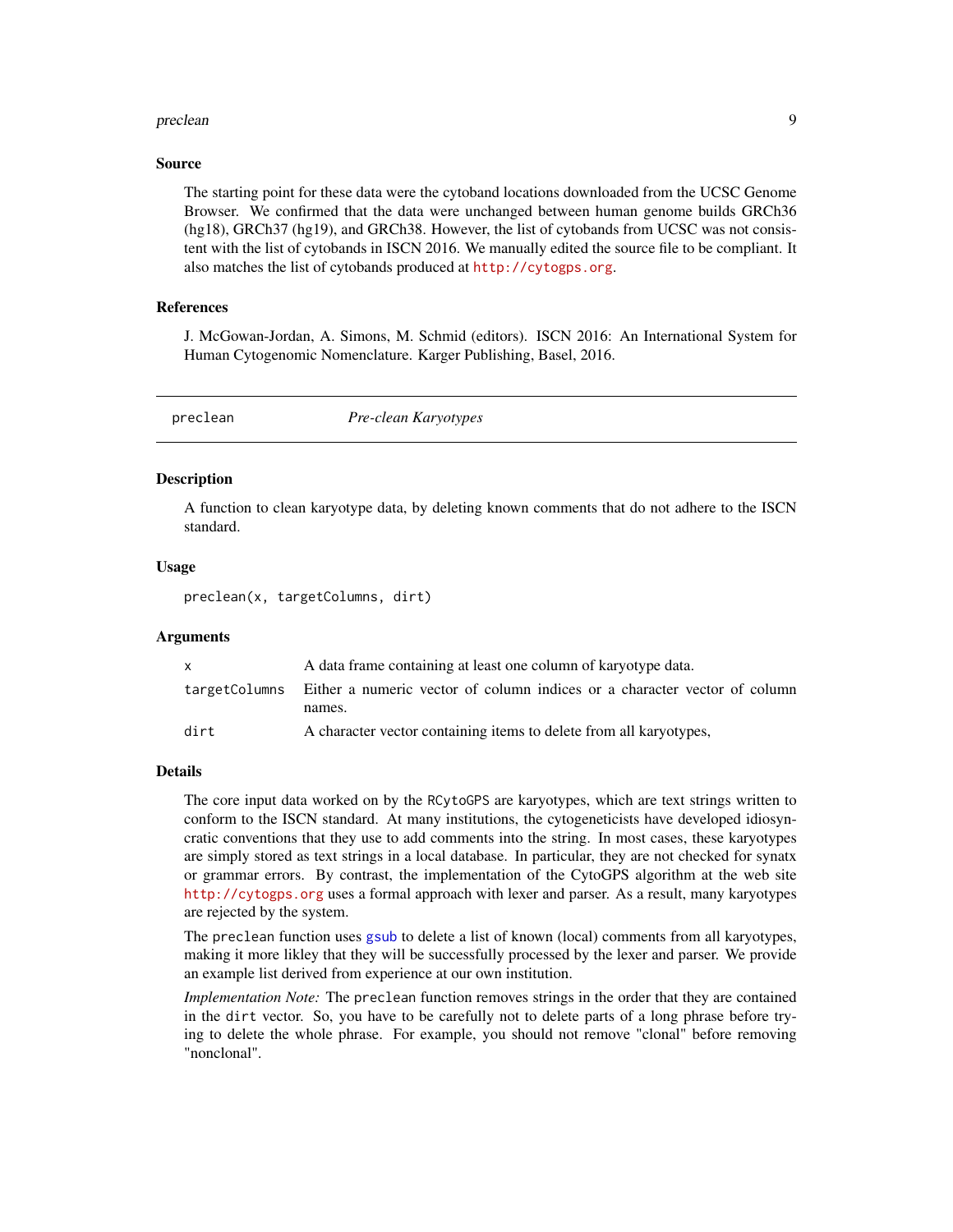### Source

The starting point for these data were the cytoband locations downloaded from the UCSC Genome Browser. We confirmed that the data were unchanged between human genome builds GRCh36 (hg18), GRCh37 (hg19), and GRCh38. However, the list of cytobands from UCSC was not consistent with the list of cytobands in ISCN 2016. We manually edited the source file to be compliant. It also matches the list of cytobands produced at http://cytogps.org.

### References

J. McGowan-Jordan, A. Simons, M. Schmid (editors). ISCN 2016: An International System for Human Cytogenomic Nomenclature. Karger Publishing, Basel, 2016.

---

## preclean — *Pre-clean Karyotypes*

---

### Description

A function to clean karyotype data, by deleting known comments that do not adhere to the ISCN standard.

### Usage

```
preclean(x, targetColumns, dirt)
```

### Arguments

| | |
|---|---|
| `x` | A data frame containing at least one column of karyotype data. |
| `targetColumns` | Either a numeric vector of column indices or a character vector of column names. |
| `dirt` | A character vector containing items to delete from all karyotypes, |

### Details

The core input data worked on by the `RCytoGPS` are karyotypes, which are text strings written to conform to the ISCN standard. At many institutions, the cytogeneticists have developed idiosyncratic conventions that they use to add comments into the string. In most cases, these karyotypes are simply stored as text strings in a local database. In particular, they are not checked for synatx or grammar errors. By contrast, the implementation of the CytoGPS algorithm at the web site http://cytogps.org uses a formal approach with lexer and parser. As a result, many karyotypes are rejected by the system.

The `preclean` function uses `gsub` to delete a list of known (local) comments from all karyotypes, making it more likley that they will be successfully processed by the lexer and parser. We provide an example list derived from experience at our own institution.

*Implementation Note:* The `preclean` function removes strings in the order that they are contained in the `dirt` vector. So, you have to be carefully not to delete parts of a long phrase before trying to delete the whole phrase. For example, you should not remove "clonal" before removing "nonclonal".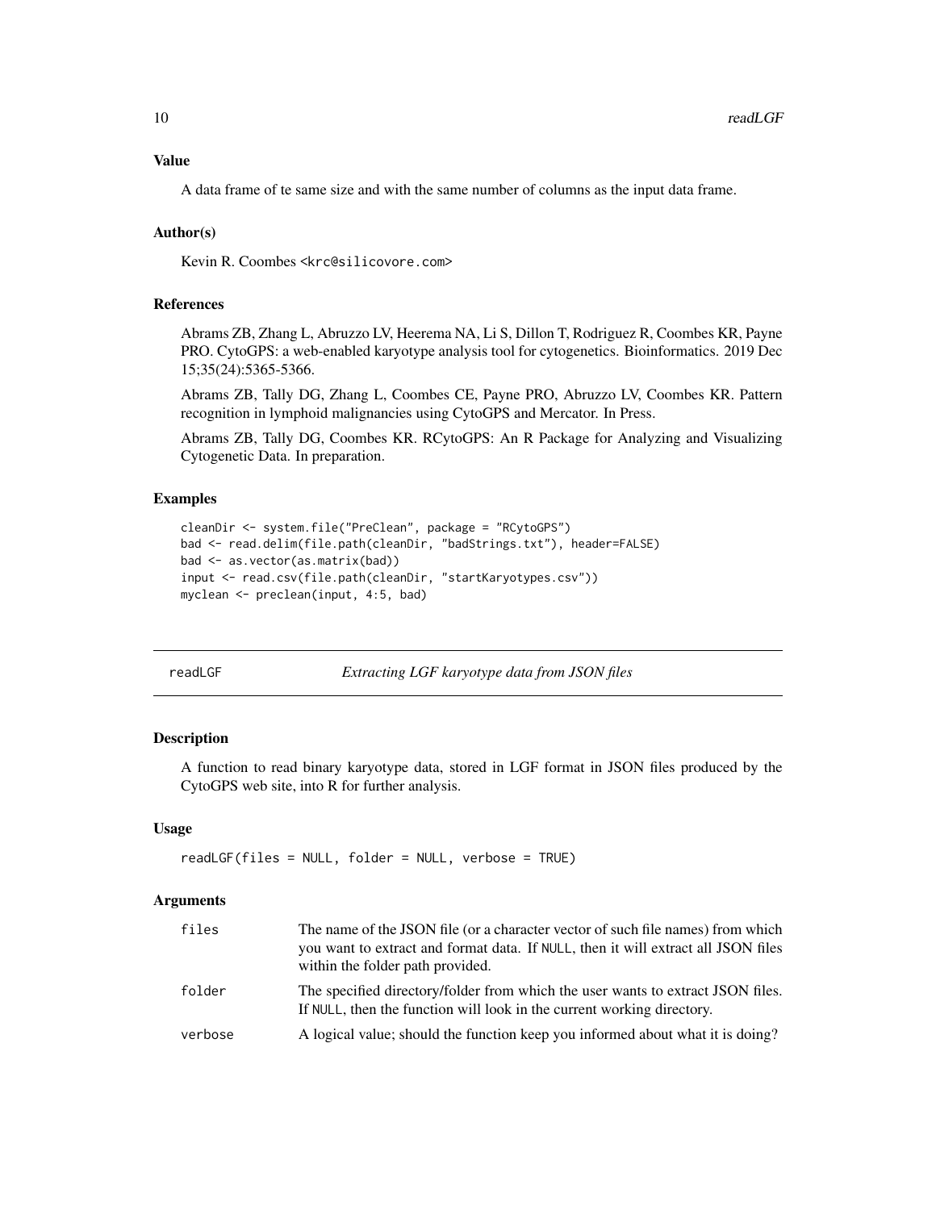### Value

A data frame of te same size and with the same number of columns as the input data frame.

### Author(s)

Kevin R. Coombes <krc@silicovore.com>

### References

Abrams ZB, Zhang L, Abruzzo LV, Heerema NA, Li S, Dillon T, Rodriguez R, Coombes KR, Payne PRO. CytoGPS: a web-enabled karyotype analysis tool for cytogenetics. Bioinformatics. 2019 Dec 15;35(24):5365-5366.

Abrams ZB, Tally DG, Zhang L, Coombes CE, Payne PRO, Abruzzo LV, Coombes KR. Pattern recognition in lymphoid malignancies using CytoGPS and Mercator. In Press.

Abrams ZB, Tally DG, Coombes KR. RCytoGPS: An R Package for Analyzing and Visualizing Cytogenetic Data. In preparation.

### Examples

```
cleanDir <- system.file("PreClean", package = "RCytoGPS")
bad <- read.delim(file.path(cleanDir, "badStrings.txt"), header=FALSE)
bad <- as.vector(as.matrix(bad))
input <- read.csv(file.path(cleanDir, "startKaryotypes.csv"))
myclean <- preclean(input, 4:5, bad)
```

---

## readLGF — *Extracting LGF karyotype data from JSON files*

---

### Description

A function to read binary karyotype data, stored in LGF format in JSON files produced by the CytoGPS web site, into R for further analysis.

### Usage

```
readLGF(files = NULL, folder = NULL, verbose = TRUE)
```

### Arguments

| | |
|---|---|
| files | The name of the JSON file (or a character vector of such file names) from which you want to extract and format data. If NULL, then it will extract all JSON files within the folder path provided. |
| folder | The specified directory/folder from which the user wants to extract JSON files. If NULL, then the function will look in the current working directory. |
| verbose | A logical value; should the function keep you informed about what it is doing? |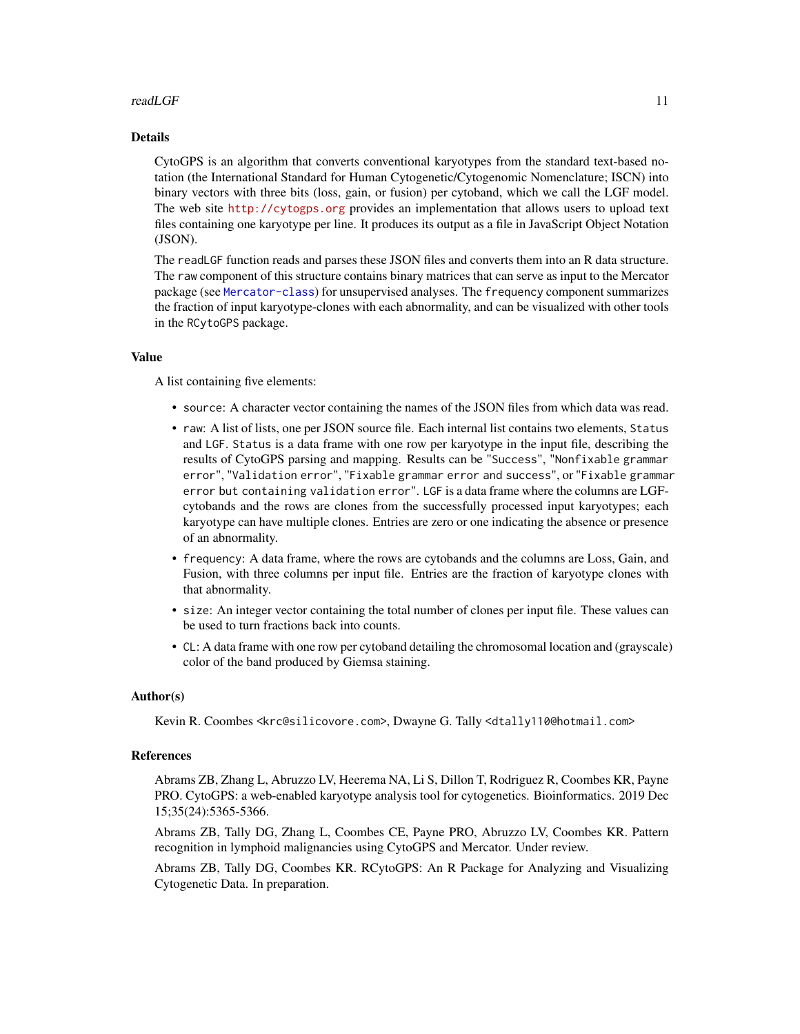## Details

CytoGPS is an algorithm that converts conventional karyotypes from the standard text-based notation (the International Standard for Human Cytogenetic/Cytogenomic Nomenclature; ISCN) into binary vectors with three bits (loss, gain, or fusion) per cytoband, which we call the LGF model. The web site http://cytogps.org provides an implementation that allows users to upload text files containing one karyotype per line. It produces its output as a file in JavaScript Object Notation (JSON).

The `readLGF` function reads and parses these JSON files and converts them into an R data structure. The `raw` component of this structure contains binary matrices that can serve as input to the Mercator package (see `Mercator-class`) for unsupervised analyses. The `frequency` component summarizes the fraction of input karyotype-clones with each abnormality, and can be visualized with other tools in the `RCytoGPS` package.

## Value

A list containing five elements:

- `source`: A character vector containing the names of the JSON files from which data was read.
- `raw`: A list of lists, one per JSON source file. Each internal list contains two elements, `Status` and `LGF`. `Status` is a data frame with one row per karyotype in the input file, describing the results of CytoGPS parsing and mapping. Results can be `"Success"`, `"Nonfixable grammar error"`, `"Validation error"`, `"Fixable grammar error and success"`, or `"Fixable grammar error but containing validation error"`. `LGF` is a data frame where the columns are LGF-cytobands and the rows are clones from the successfully processed input karyotypes; each karyotype can have multiple clones. Entries are zero or one indicating the absence or presence of an abnormality.
- `frequency`: A data frame, where the rows are cytobands and the columns are Loss, Gain, and Fusion, with three columns per input file. Entries are the fraction of karyotype clones with that abnormality.
- `size`: An integer vector containing the total number of clones per input file. These values can be used to turn fractions back into counts.
- `CL`: A data frame with one row per cytoband detailing the chromosomal location and (grayscale) color of the band produced by Giemsa staining.

## Author(s)

Kevin R. Coombes <krc@silicovore.com>, Dwayne G. Tally <dtally110@hotmail.com>

## References

Abrams ZB, Zhang L, Abruzzo LV, Heerema NA, Li S, Dillon T, Rodriguez R, Coombes KR, Payne PRO. CytoGPS: a web-enabled karyotype analysis tool for cytogenetics. Bioinformatics. 2019 Dec 15;35(24):5365-5366.

Abrams ZB, Tally DG, Zhang L, Coombes CE, Payne PRO, Abruzzo LV, Coombes KR. Pattern recognition in lymphoid malignancies using CytoGPS and Mercator. Under review.

Abrams ZB, Tally DG, Coombes KR. RCytoGPS: An R Package for Analyzing and Visualizing Cytogenetic Data. In preparation.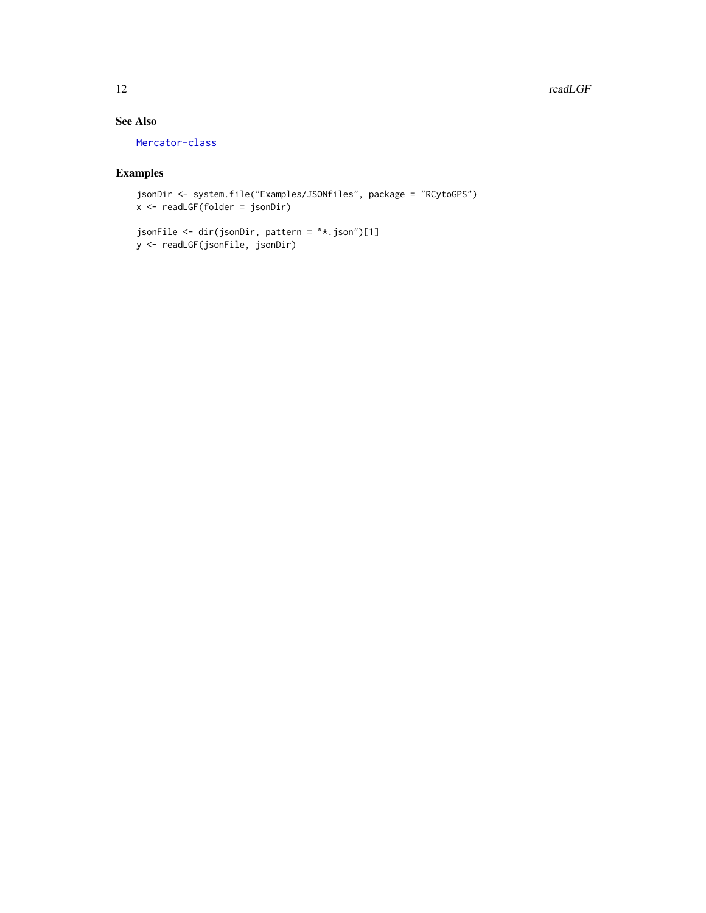## See Also

Mercator-class

## Examples

```
jsonDir <- system.file("Examples/JSONfiles", package = "RCytoGPS")
x <- readLGF(folder = jsonDir)

jsonFile <- dir(jsonDir, pattern = "*.json")[1]
y <- readLGF(jsonFile, jsonDir)
```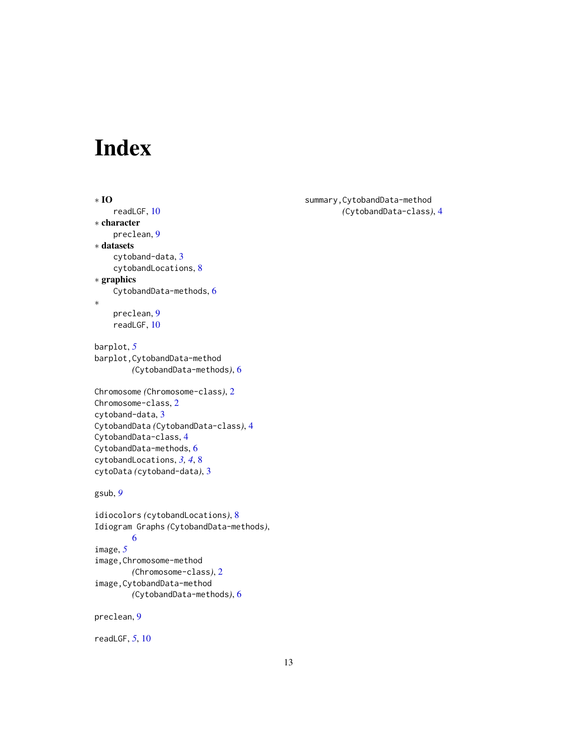# Index

∗ **IO**
  readLGF, 10

∗ **character**
  preclean, 9

∗ **datasets**
  cytoband-data, 3
  cytobandLocations, 8

∗ **graphics**
  CytobandData-methods, 6

∗
  preclean, 9
  readLGF, 10

barplot, *5*
barplot,CytobandData-method
  *(*CytobandData-methods*)*, 6

Chromosome *(*Chromosome-class*)*, 2
Chromosome-class, 2
cytoband-data, 3
CytobandData *(*CytobandData-class*)*, 4
CytobandData-class, 4
CytobandData-methods, 6
cytobandLocations, *3*, *4*, 8
cytoData *(*cytoband-data*)*, 3

gsub, *9*

idiocolors *(*cytobandLocations*)*, 8
Idiogram Graphs *(*CytobandData-methods*)*,
  6
image, *5*
image,Chromosome-method
  *(*Chromosome-class*)*, 2
image,CytobandData-method
  *(*CytobandData-methods*)*, 6

preclean, 9

readLGF, *5*, 10

summary,CytobandData-method
  *(*CytobandData-class*)*, 4